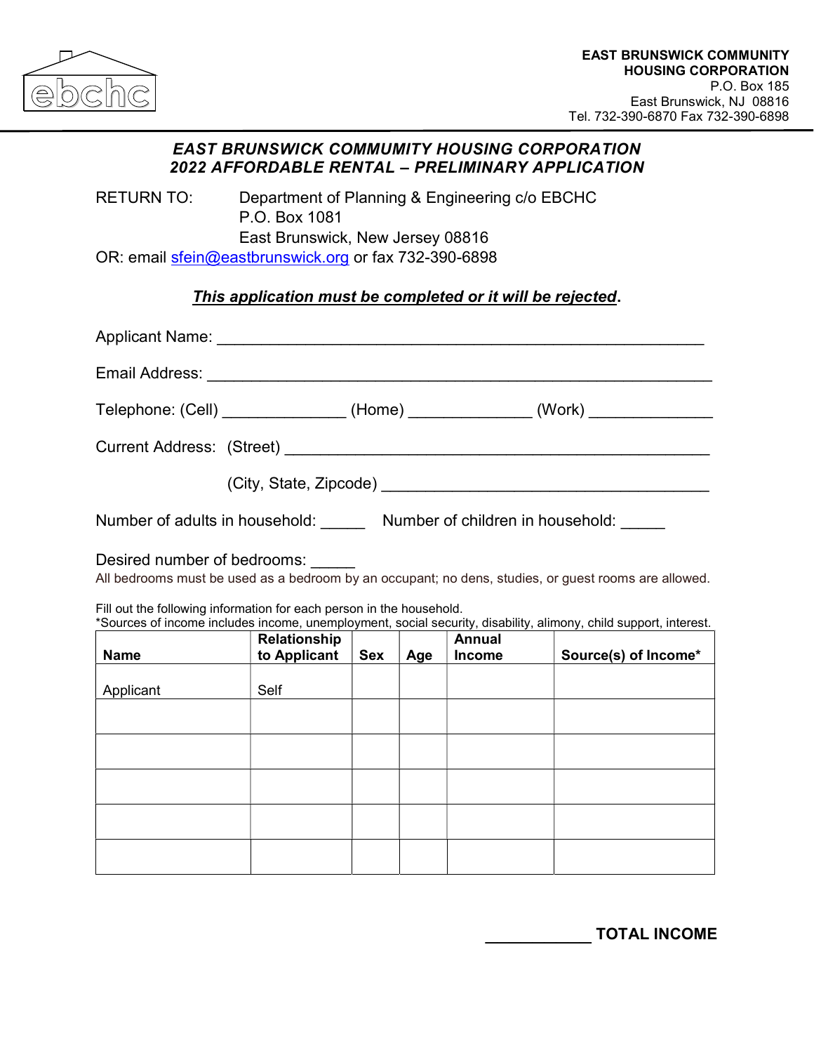ebchc

**EAST BRUNSWICK COMMUNITY HOUSING CORPORATION**
P.O. Box 185
East Brunswick, NJ 08816
Tel. 732-390-6870 Fax 732-390-6898

## *EAST BRUNSWICK COMMUMITY HOUSING CORPORATION*
## *2022 AFFORDABLE RENTAL – PRELIMINARY APPLICATION*

RETURN TO: Department of Planning & Engineering c/o EBCHC
P.O. Box 1081
East Brunswick, New Jersey 08816

OR: email sfein@eastbrunswick.org or fax 732-390-6898

***This application must be completed or it will be rejected*.**

Applicant Name: ____________________________________________________________

Email Address: ______________________________________________________________

Telephone: (Cell) ______________ (Home) ______________ (Work) ______________

Current Address: (Street) ___________________________________________________

(City, State, Zipcode) ______________________________________

Number of adults in household: _____ Number of children in household: _____

Desired number of bedrooms: _____
All bedrooms must be used as a bedroom by an occupant; no dens, studies, or guest rooms are allowed.

Fill out the following information for each person in the household.
*Sources of income includes income, unemployment, social security, disability, alimony, child support, interest.

| Name | Relationship to Applicant | Sex | Age | Annual Income | Source(s) of Income* |
|---|---|---|---|---|---|
| Applicant | Self | | | | |
| | | | | | |
| | | | | | |
| | | | | | |
| | | | | | |
| | | | | | |

____________ **TOTAL INCOME**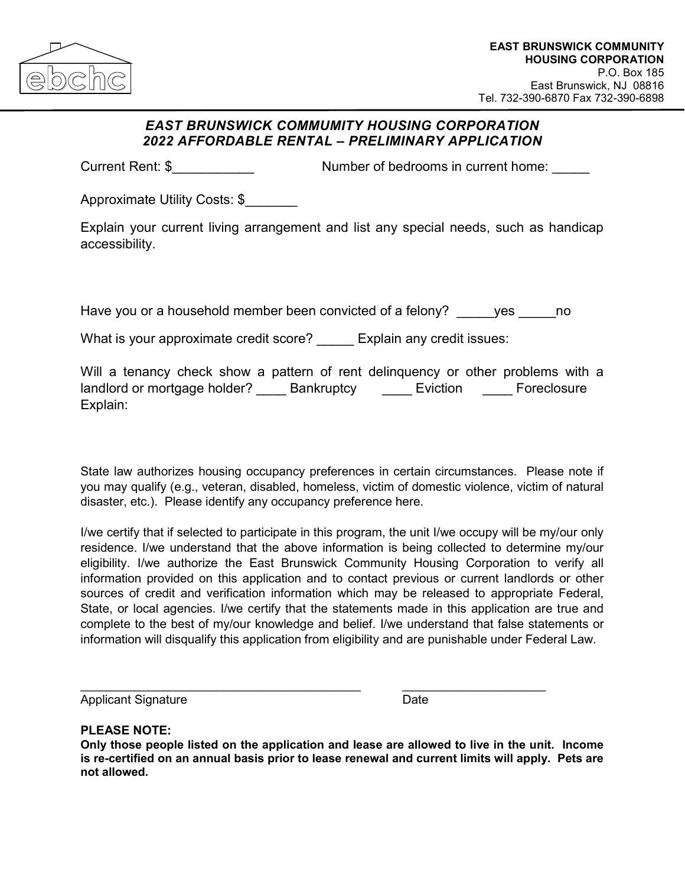ebchc

**EAST BRUNSWICK COMMUNITY HOUSING CORPORATION**
P.O. Box 185
East Brunswick, NJ 08816
Tel. 732-390-6870 Fax 732-390-6898

## *EAST BRUNSWICK COMMUMITY HOUSING CORPORATION*
## *2022 AFFORDABLE RENTAL – PRELIMINARY APPLICATION*

Current Rent: $___________ Number of bedrooms in current home: _____

Approximate Utility Costs: $_______

Explain your current living arrangement and list any special needs, such as handicap accessibility.

Have you or a household member been convicted of a felony? _____yes _____no

What is your approximate credit score? _____ Explain any credit issues:

Will a tenancy check show a pattern of rent delinquency or other problems with a landlord or mortgage holder? ____ Bankruptcy ____ Eviction ____ Foreclosure
Explain:

State law authorizes housing occupancy preferences in certain circumstances. Please note if you may qualify (e.g., veteran, disabled, homeless, victim of domestic violence, victim of natural disaster, etc.). Please identify any occupancy preference here.

I/we certify that if selected to participate in this program, the unit I/we occupy will be my/our only residence. I/we understand that the above information is being collected to determine my/our eligibility. I/we authorize the East Brunswick Community Housing Corporation to verify all information provided on this application and to contact previous or current landlords or other sources of credit and verification information which may be released to appropriate Federal, State, or local agencies. I/we certify that the statements made in this application are true and complete to the best of my/our knowledge and belief. I/we understand that false statements or information will disqualify this application from eligibility and are punishable under Federal Law.

_________________________________________ _____________________
Applicant Signature Date

**PLEASE NOTE:**
**Only those people listed on the application and lease are allowed to live in the unit. Income is re-certified on an annual basis prior to lease renewal and current limits will apply. Pets are not allowed.**